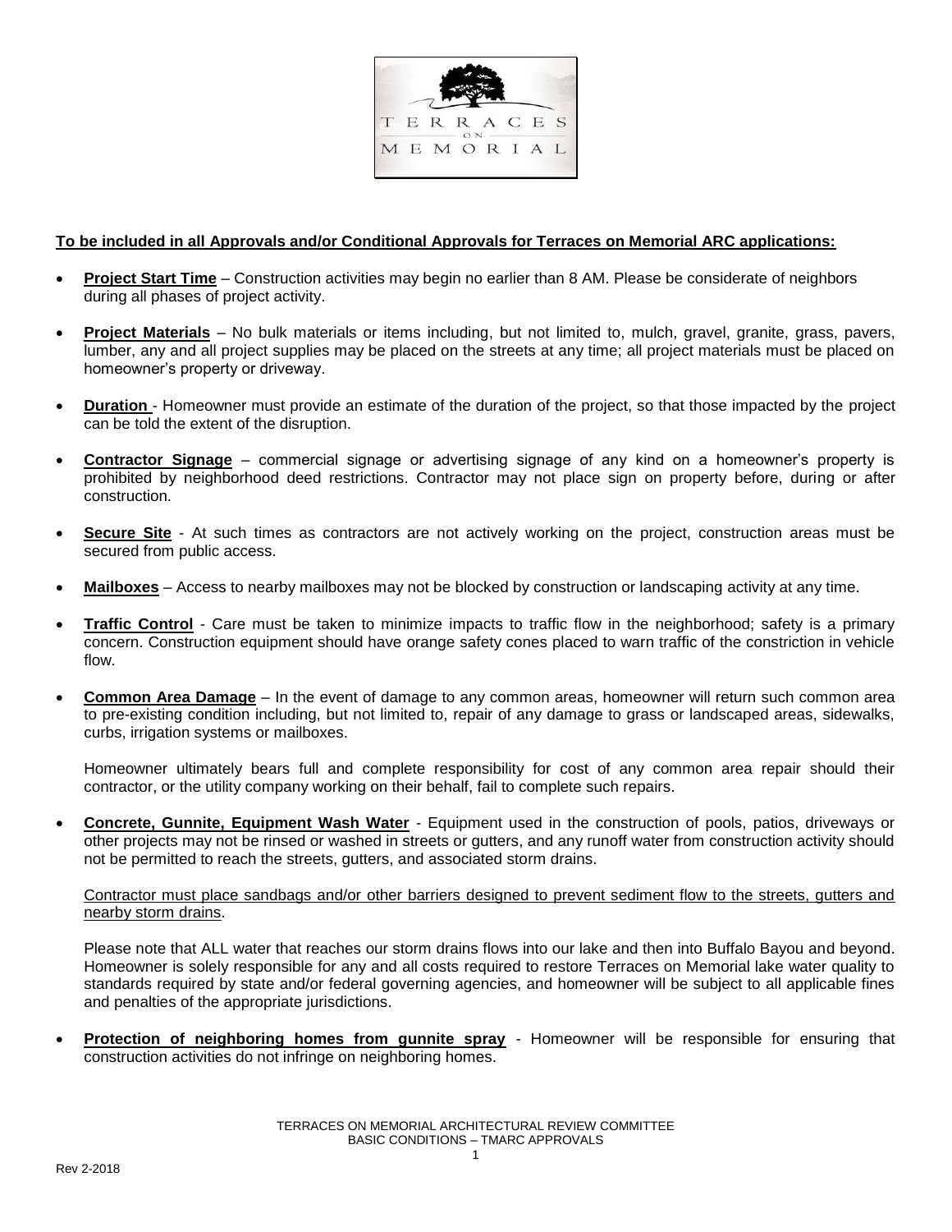**To be included in all Approvals and/or Conditional Approvals for Terraces on Memorial ARC applications:**

- **Project Start Time** – Construction activities may begin no earlier than 8 AM. Please be considerate of neighbors during all phases of project activity.

- **Project Materials** – No bulk materials or items including, but not limited to, mulch, gravel, granite, grass, pavers, lumber, any and all project supplies may be placed on the streets at any time; all project materials must be placed on homeowner's property or driveway.

- **Duration** - Homeowner must provide an estimate of the duration of the project, so that those impacted by the project can be told the extent of the disruption.

- **Contractor Signage** – commercial signage or advertising signage of any kind on a homeowner's property is prohibited by neighborhood deed restrictions. Contractor may not place sign on property before, during or after construction.

- **Secure Site** - At such times as contractors are not actively working on the project, construction areas must be secured from public access.

- **Mailboxes** – Access to nearby mailboxes may not be blocked by construction or landscaping activity at any time.

- **Traffic Control** - Care must be taken to minimize impacts to traffic flow in the neighborhood; safety is a primary concern. Construction equipment should have orange safety cones placed to warn traffic of the constriction in vehicle flow.

- **Common Area Damage** – In the event of damage to any common areas, homeowner will return such common area to pre-existing condition including, but not limited to, repair of any damage to grass or landscaped areas, sidewalks, curbs, irrigation systems or mailboxes.

  Homeowner ultimately bears full and complete responsibility for cost of any common area repair should their contractor, or the utility company working on their behalf, fail to complete such repairs.

- **Concrete, Gunnite, Equipment Wash Water** - Equipment used in the construction of pools, patios, driveways or other projects may not be rinsed or washed in streets or gutters, and any runoff water from construction activity should not be permitted to reach the streets, gutters, and associated storm drains.

  Contractor must place sandbags and/or other barriers designed to prevent sediment flow to the streets, gutters and nearby storm drains.

  Please note that ALL water that reaches our storm drains flows into our lake and then into Buffalo Bayou and beyond. Homeowner is solely responsible for any and all costs required to restore Terraces on Memorial lake water quality to standards required by state and/or federal governing agencies, and homeowner will be subject to all applicable fines and penalties of the appropriate jurisdictions.

- **Protection of neighboring homes from gunnite spray** - Homeowner will be responsible for ensuring that construction activities do not infringe on neighboring homes.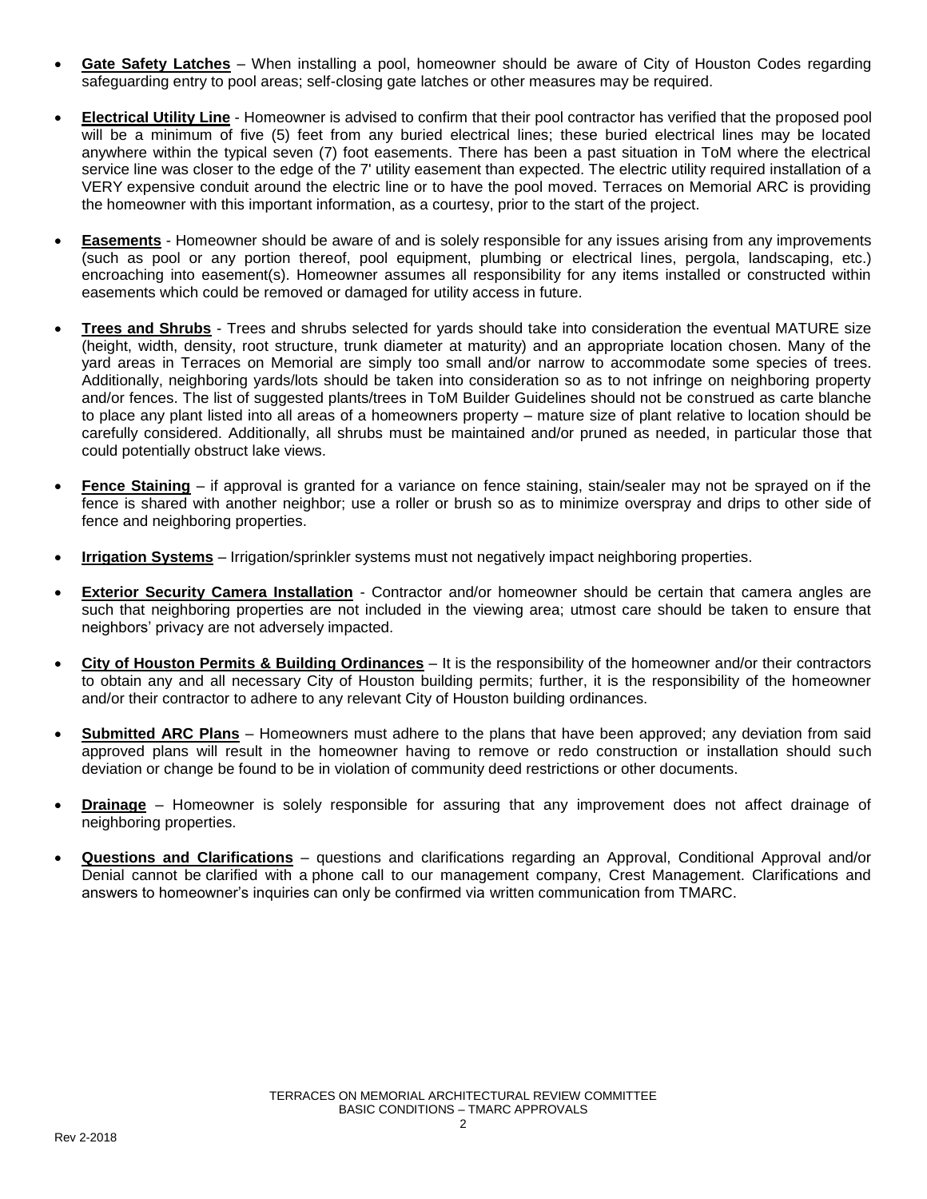- **Gate Safety Latches** – When installing a pool, homeowner should be aware of City of Houston Codes regarding safeguarding entry to pool areas; self-closing gate latches or other measures may be required.

- **Electrical Utility Line** - Homeowner is advised to confirm that their pool contractor has verified that the proposed pool will be a minimum of five (5) feet from any buried electrical lines; these buried electrical lines may be located anywhere within the typical seven (7) foot easements. There has been a past situation in ToM where the electrical service line was closer to the edge of the 7' utility easement than expected. The electric utility required installation of a VERY expensive conduit around the electric line or to have the pool moved. Terraces on Memorial ARC is providing the homeowner with this important information, as a courtesy, prior to the start of the project.

- **Easements** - Homeowner should be aware of and is solely responsible for any issues arising from any improvements (such as pool or any portion thereof, pool equipment, plumbing or electrical lines, pergola, landscaping, etc.) encroaching into easement(s). Homeowner assumes all responsibility for any items installed or constructed within easements which could be removed or damaged for utility access in future.

- **Trees and Shrubs** - Trees and shrubs selected for yards should take into consideration the eventual MATURE size (height, width, density, root structure, trunk diameter at maturity) and an appropriate location chosen. Many of the yard areas in Terraces on Memorial are simply too small and/or narrow to accommodate some species of trees. Additionally, neighboring yards/lots should be taken into consideration so as to not infringe on neighboring property and/or fences. The list of suggested plants/trees in ToM Builder Guidelines should not be construed as carte blanche to place any plant listed into all areas of a homeowners property – mature size of plant relative to location should be carefully considered. Additionally, all shrubs must be maintained and/or pruned as needed, in particular those that could potentially obstruct lake views.

- **Fence Staining** – if approval is granted for a variance on fence staining, stain/sealer may not be sprayed on if the fence is shared with another neighbor; use a roller or brush so as to minimize overspray and drips to other side of fence and neighboring properties.

- **Irrigation Systems** – Irrigation/sprinkler systems must not negatively impact neighboring properties.

- **Exterior Security Camera Installation** - Contractor and/or homeowner should be certain that camera angles are such that neighboring properties are not included in the viewing area; utmost care should be taken to ensure that neighbors' privacy are not adversely impacted.

- **City of Houston Permits & Building Ordinances** – It is the responsibility of the homeowner and/or their contractors to obtain any and all necessary City of Houston building permits; further, it is the responsibility of the homeowner and/or their contractor to adhere to any relevant City of Houston building ordinances.

- **Submitted ARC Plans** – Homeowners must adhere to the plans that have been approved; any deviation from said approved plans will result in the homeowner having to remove or redo construction or installation should such deviation or change be found to be in violation of community deed restrictions or other documents.

- **Drainage** – Homeowner is solely responsible for assuring that any improvement does not affect drainage of neighboring properties.

- **Questions and Clarifications** – questions and clarifications regarding an Approval, Conditional Approval and/or Denial cannot be clarified with a phone call to our management company, Crest Management. Clarifications and answers to homeowner's inquiries can only be confirmed via written communication from TMARC.